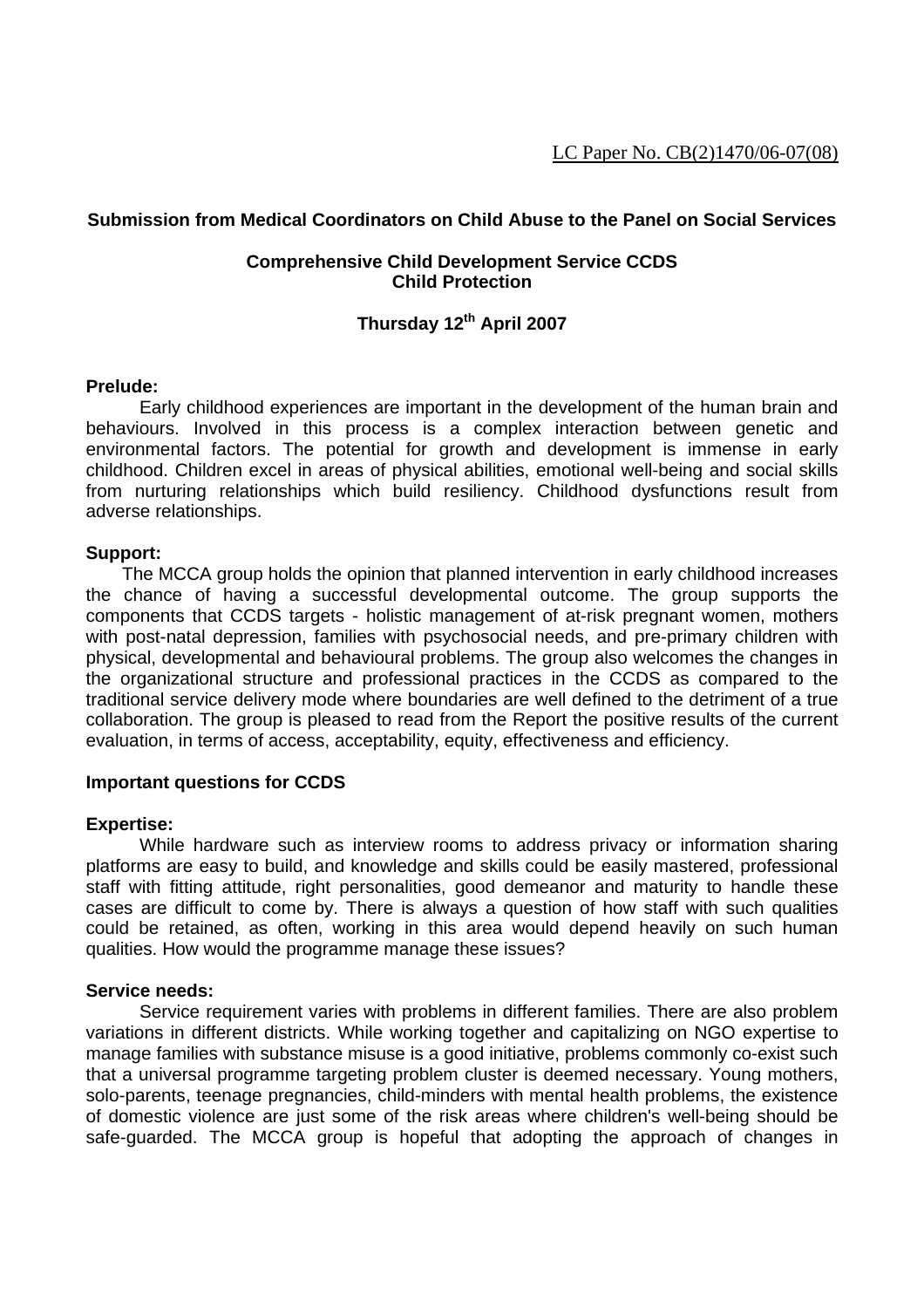LC Paper No. CB(2)1470/06-07(08)

**Submission from Medical Coordinators on Child Abuse to the Panel on Social Services**

**Comprehensive Child Development Service CCDS**
**Child Protection**

**Thursday 12th April 2007**

**Prelude:**

Early childhood experiences are important in the development of the human brain and behaviours. Involved in this process is a complex interaction between genetic and environmental factors. The potential for growth and development is immense in early childhood. Children excel in areas of physical abilities, emotional well-being and social skills from nurturing relationships which build resiliency. Childhood dysfunctions result from adverse relationships.

**Support:**

The MCCA group holds the opinion that planned intervention in early childhood increases the chance of having a successful developmental outcome. The group supports the components that CCDS targets - holistic management of at-risk pregnant women, mothers with post-natal depression, families with psychosocial needs, and pre-primary children with physical, developmental and behavioural problems. The group also welcomes the changes in the organizational structure and professional practices in the CCDS as compared to the traditional service delivery mode where boundaries are well defined to the detriment of a true collaboration. The group is pleased to read from the Report the positive results of the current evaluation, in terms of access, acceptability, equity, effectiveness and efficiency.

**Important questions for CCDS**

**Expertise:**

While hardware such as interview rooms to address privacy or information sharing platforms are easy to build, and knowledge and skills could be easily mastered, professional staff with fitting attitude, right personalities, good demeanor and maturity to handle these cases are difficult to come by. There is always a question of how staff with such qualities could be retained, as often, working in this area would depend heavily on such human qualities. How would the programme manage these issues?

**Service needs:**

Service requirement varies with problems in different families. There are also problem variations in different districts. While working together and capitalizing on NGO expertise to manage families with substance misuse is a good initiative, problems commonly co-exist such that a universal programme targeting problem cluster is deemed necessary. Young mothers, solo-parents, teenage pregnancies, child-minders with mental health problems, the existence of domestic violence are just some of the risk areas where children's well-being should be safe-guarded. The MCCA group is hopeful that adopting the approach of changes in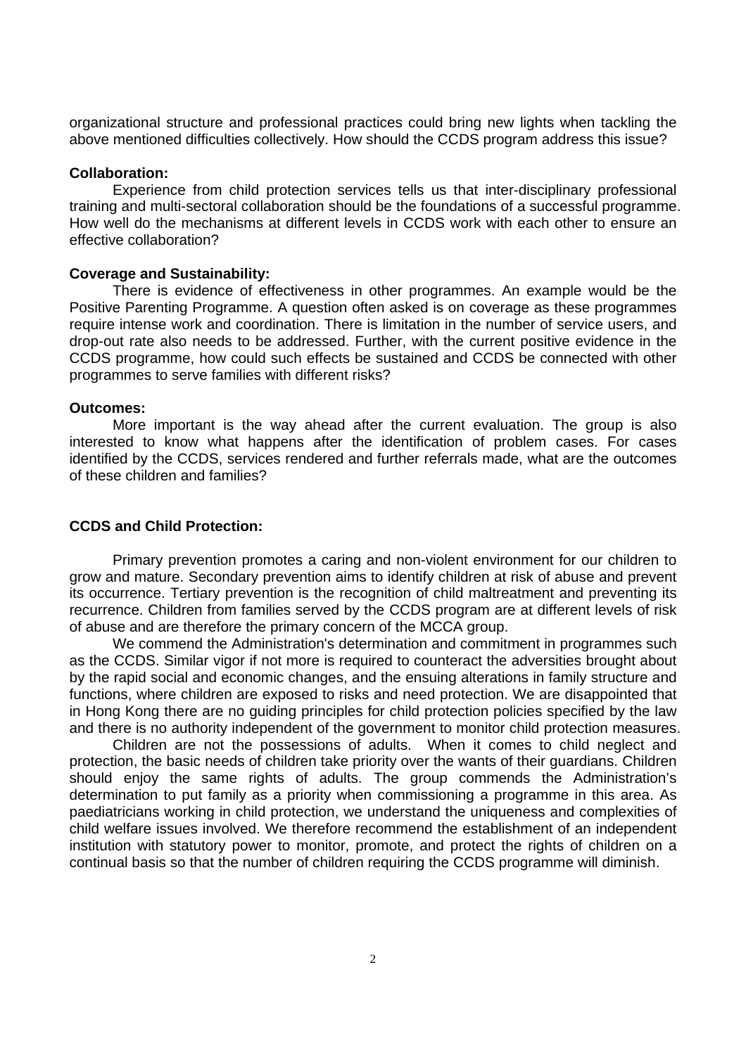organizational structure and professional practices could bring new lights when tackling the above mentioned difficulties collectively. How should the CCDS program address this issue?

**Collaboration:**

Experience from child protection services tells us that inter-disciplinary professional training and multi-sectoral collaboration should be the foundations of a successful programme. How well do the mechanisms at different levels in CCDS work with each other to ensure an effective collaboration?

**Coverage and Sustainability:**

There is evidence of effectiveness in other programmes. An example would be the Positive Parenting Programme. A question often asked is on coverage as these programmes require intense work and coordination. There is limitation in the number of service users, and drop-out rate also needs to be addressed. Further, with the current positive evidence in the CCDS programme, how could such effects be sustained and CCDS be connected with other programmes to serve families with different risks?

**Outcomes:**

More important is the way ahead after the current evaluation. The group is also interested to know what happens after the identification of problem cases. For cases identified by the CCDS, services rendered and further referrals made, what are the outcomes of these children and families?

**CCDS and Child Protection:**

Primary prevention promotes a caring and non-violent environment for our children to grow and mature. Secondary prevention aims to identify children at risk of abuse and prevent its occurrence. Tertiary prevention is the recognition of child maltreatment and preventing its recurrence. Children from families served by the CCDS program are at different levels of risk of abuse and are therefore the primary concern of the MCCA group.

We commend the Administration's determination and commitment in programmes such as the CCDS. Similar vigor if not more is required to counteract the adversities brought about by the rapid social and economic changes, and the ensuing alterations in family structure and functions, where children are exposed to risks and need protection. We are disappointed that in Hong Kong there are no guiding principles for child protection policies specified by the law and there is no authority independent of the government to monitor child protection measures.

Children are not the possessions of adults. When it comes to child neglect and protection, the basic needs of children take priority over the wants of their guardians. Children should enjoy the same rights of adults. The group commends the Administration's determination to put family as a priority when commissioning a programme in this area. As paediatricians working in child protection, we understand the uniqueness and complexities of child welfare issues involved. We therefore recommend the establishment of an independent institution with statutory power to monitor, promote, and protect the rights of children on a continual basis so that the number of children requiring the CCDS programme will diminish.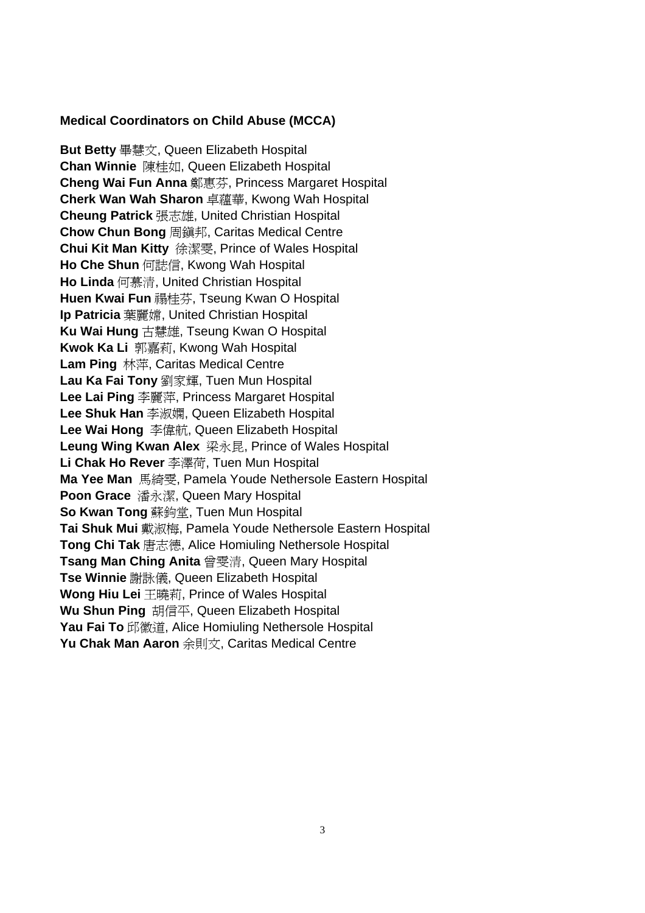**Medical Coordinators on Child Abuse (MCCA)**

**But Betty** 畢慧文, Queen Elizabeth Hospital
**Chan Winnie** 陳桂如, Queen Elizabeth Hospital
**Cheng Wai Fun Anna** 鄭惠芬, Princess Margaret Hospital
**Cherk Wan Wah Sharon** 卓蘊華, Kwong Wah Hospital
**Cheung Patrick** 張志雄, United Christian Hospital
**Chow Chun Bong** 周鎮邦, Caritas Medical Centre
**Chui Kit Man Kitty** 徐潔雯, Prince of Wales Hospital
**Ho Che Shun** 何誌信, Kwong Wah Hospital
**Ho Linda** 何慕清, United Christian Hospital
**Huen Kwai Fun** 禤桂芬, Tseung Kwan O Hospital
**Ip Patricia** 葉麗嫦, United Christian Hospital
**Ku Wai Hung** 古慧雄, Tseung Kwan O Hospital
**Kwok Ka Li** 郭嘉莉, Kwong Wah Hospital
**Lam Ping** 林萍, Caritas Medical Centre
**Lau Ka Fai Tony** 劉家輝, Tuen Mun Hospital
**Lee Lai Ping** 李麗萍, Princess Margaret Hospital
**Lee Shuk Han** 李淑嫻, Queen Elizabeth Hospital
**Lee Wai Hong** 李偉航, Queen Elizabeth Hospital
**Leung Wing Kwan Alex** 梁永昆, Prince of Wales Hospital
**Li Chak Ho Rever** 李澤荷, Tuen Mun Hospital
**Ma Yee Man** 馬綺雯, Pamela Youde Nethersole Eastern Hospital
**Poon Grace** 潘永潔, Queen Mary Hospital
**So Kwan Tong** 蘇鈞堂, Tuen Mun Hospital
**Tai Shuk Mui** 戴淑梅, Pamela Youde Nethersole Eastern Hospital
**Tong Chi Tak** 唐志德, Alice Homiuling Nethersole Hospital
**Tsang Man Ching Anita** 曾雯清, Queen Mary Hospital
**Tse Winnie** 謝詠儀, Queen Elizabeth Hospital
**Wong Hiu Lei** 王曉莉, Prince of Wales Hospital
**Wu Shun Ping** 胡信平, Queen Elizabeth Hospital
**Yau Fai To** 邱徽道, Alice Homiuling Nethersole Hospital
**Yu Chak Man Aaron** 余則文, Caritas Medical Centre